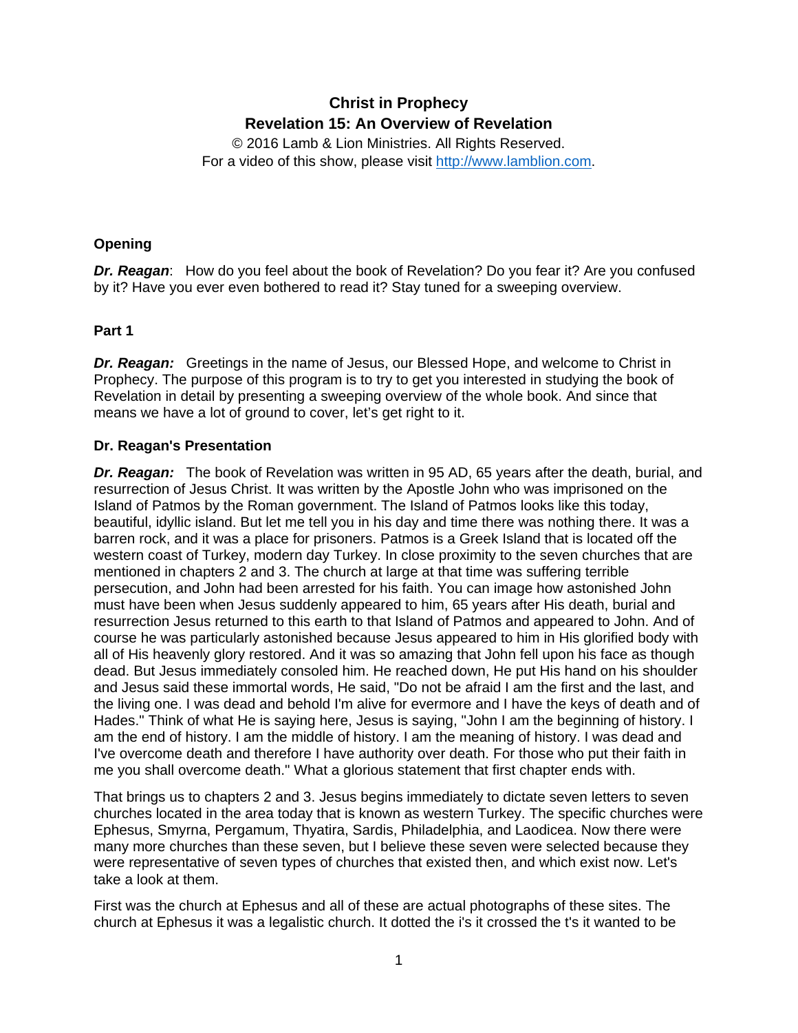# Christ in Prophecy
## Revelation 15: An Overview of Revelation

© 2016 Lamb & Lion Ministries. All Rights Reserved.
For a video of this show, please visit http://www.lamblion.com.

### Opening

***Dr. Reagan***: How do you feel about the book of Revelation? Do you fear it? Are you confused by it? Have you ever even bothered to read it? Stay tuned for a sweeping overview.

### Part 1

***Dr. Reagan:*** Greetings in the name of Jesus, our Blessed Hope, and welcome to Christ in Prophecy. The purpose of this program is to try to get you interested in studying the book of Revelation in detail by presenting a sweeping overview of the whole book. And since that means we have a lot of ground to cover, let's get right to it.

### Dr. Reagan's Presentation

***Dr. Reagan:*** The book of Revelation was written in 95 AD, 65 years after the death, burial, and resurrection of Jesus Christ. It was written by the Apostle John who was imprisoned on the Island of Patmos by the Roman government. The Island of Patmos looks like this today, beautiful, idyllic island. But let me tell you in his day and time there was nothing there. It was a barren rock, and it was a place for prisoners. Patmos is a Greek Island that is located off the western coast of Turkey, modern day Turkey. In close proximity to the seven churches that are mentioned in chapters 2 and 3. The church at large at that time was suffering terrible persecution, and John had been arrested for his faith. You can image how astonished John must have been when Jesus suddenly appeared to him, 65 years after His death, burial and resurrection Jesus returned to this earth to that Island of Patmos and appeared to John. And of course he was particularly astonished because Jesus appeared to him in His glorified body with all of His heavenly glory restored. And it was so amazing that John fell upon his face as though dead. But Jesus immediately consoled him. He reached down, He put His hand on his shoulder and Jesus said these immortal words, He said, "Do not be afraid I am the first and the last, and the living one. I was dead and behold I'm alive for evermore and I have the keys of death and of Hades." Think of what He is saying here, Jesus is saying, "John I am the beginning of history. I am the end of history. I am the middle of history. I am the meaning of history. I was dead and I've overcome death and therefore I have authority over death. For those who put their faith in me you shall overcome death." What a glorious statement that first chapter ends with.

That brings us to chapters 2 and 3. Jesus begins immediately to dictate seven letters to seven churches located in the area today that is known as western Turkey. The specific churches were Ephesus, Smyrna, Pergamum, Thyatira, Sardis, Philadelphia, and Laodicea. Now there were many more churches than these seven, but I believe these seven were selected because they were representative of seven types of churches that existed then, and which exist now. Let's take a look at them.

First was the church at Ephesus and all of these are actual photographs of these sites. The church at Ephesus it was a legalistic church. It dotted the i's it crossed the t's it wanted to be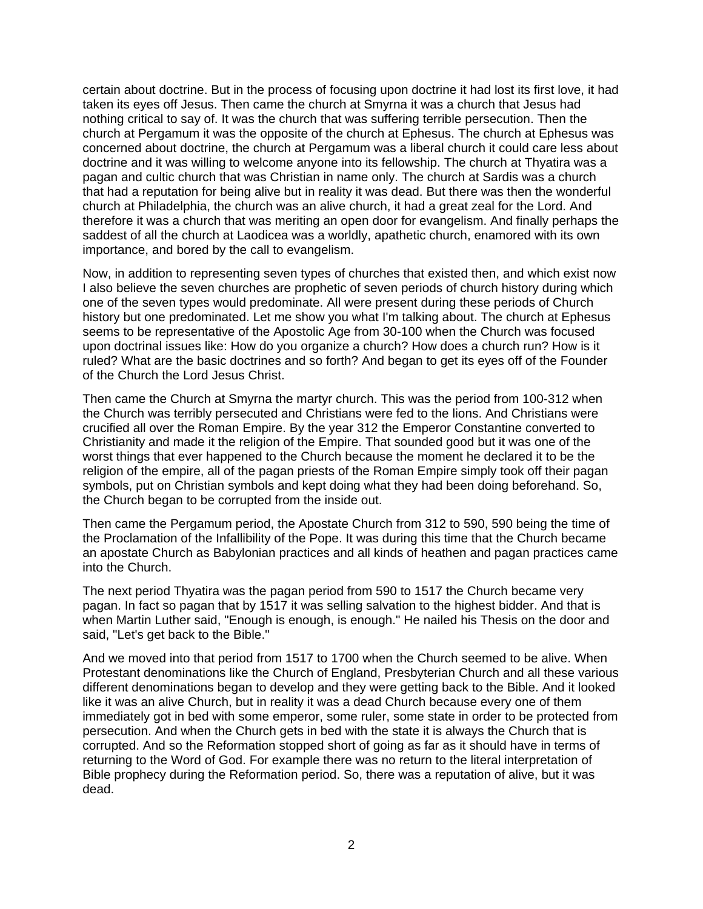certain about doctrine. But in the process of focusing upon doctrine it had lost its first love, it had taken its eyes off Jesus. Then came the church at Smyrna it was a church that Jesus had nothing critical to say of. It was the church that was suffering terrible persecution. Then the church at Pergamum it was the opposite of the church at Ephesus. The church at Ephesus was concerned about doctrine, the church at Pergamum was a liberal church it could care less about doctrine and it was willing to welcome anyone into its fellowship. The church at Thyatira was a pagan and cultic church that was Christian in name only. The church at Sardis was a church that had a reputation for being alive but in reality it was dead. But there was then the wonderful church at Philadelphia, the church was an alive church, it had a great zeal for the Lord. And therefore it was a church that was meriting an open door for evangelism. And finally perhaps the saddest of all the church at Laodicea was a worldly, apathetic church, enamored with its own importance, and bored by the call to evangelism.

Now, in addition to representing seven types of churches that existed then, and which exist now I also believe the seven churches are prophetic of seven periods of church history during which one of the seven types would predominate. All were present during these periods of Church history but one predominated. Let me show you what I'm talking about. The church at Ephesus seems to be representative of the Apostolic Age from 30-100 when the Church was focused upon doctrinal issues like: How do you organize a church? How does a church run? How is it ruled? What are the basic doctrines and so forth? And began to get its eyes off of the Founder of the Church the Lord Jesus Christ.

Then came the Church at Smyrna the martyr church. This was the period from 100-312 when the Church was terribly persecuted and Christians were fed to the lions. And Christians were crucified all over the Roman Empire. By the year 312 the Emperor Constantine converted to Christianity and made it the religion of the Empire. That sounded good but it was one of the worst things that ever happened to the Church because the moment he declared it to be the religion of the empire, all of the pagan priests of the Roman Empire simply took off their pagan symbols, put on Christian symbols and kept doing what they had been doing beforehand. So, the Church began to be corrupted from the inside out.

Then came the Pergamum period, the Apostate Church from 312 to 590, 590 being the time of the Proclamation of the Infallibility of the Pope. It was during this time that the Church became an apostate Church as Babylonian practices and all kinds of heathen and pagan practices came into the Church.

The next period Thyatira was the pagan period from 590 to 1517 the Church became very pagan. In fact so pagan that by 1517 it was selling salvation to the highest bidder. And that is when Martin Luther said, "Enough is enough, is enough." He nailed his Thesis on the door and said, "Let's get back to the Bible."

And we moved into that period from 1517 to 1700 when the Church seemed to be alive. When Protestant denominations like the Church of England, Presbyterian Church and all these various different denominations began to develop and they were getting back to the Bible. And it looked like it was an alive Church, but in reality it was a dead Church because every one of them immediately got in bed with some emperor, some ruler, some state in order to be protected from persecution. And when the Church gets in bed with the state it is always the Church that is corrupted. And so the Reformation stopped short of going as far as it should have in terms of returning to the Word of God. For example there was no return to the literal interpretation of Bible prophecy during the Reformation period. So, there was a reputation of alive, but it was dead.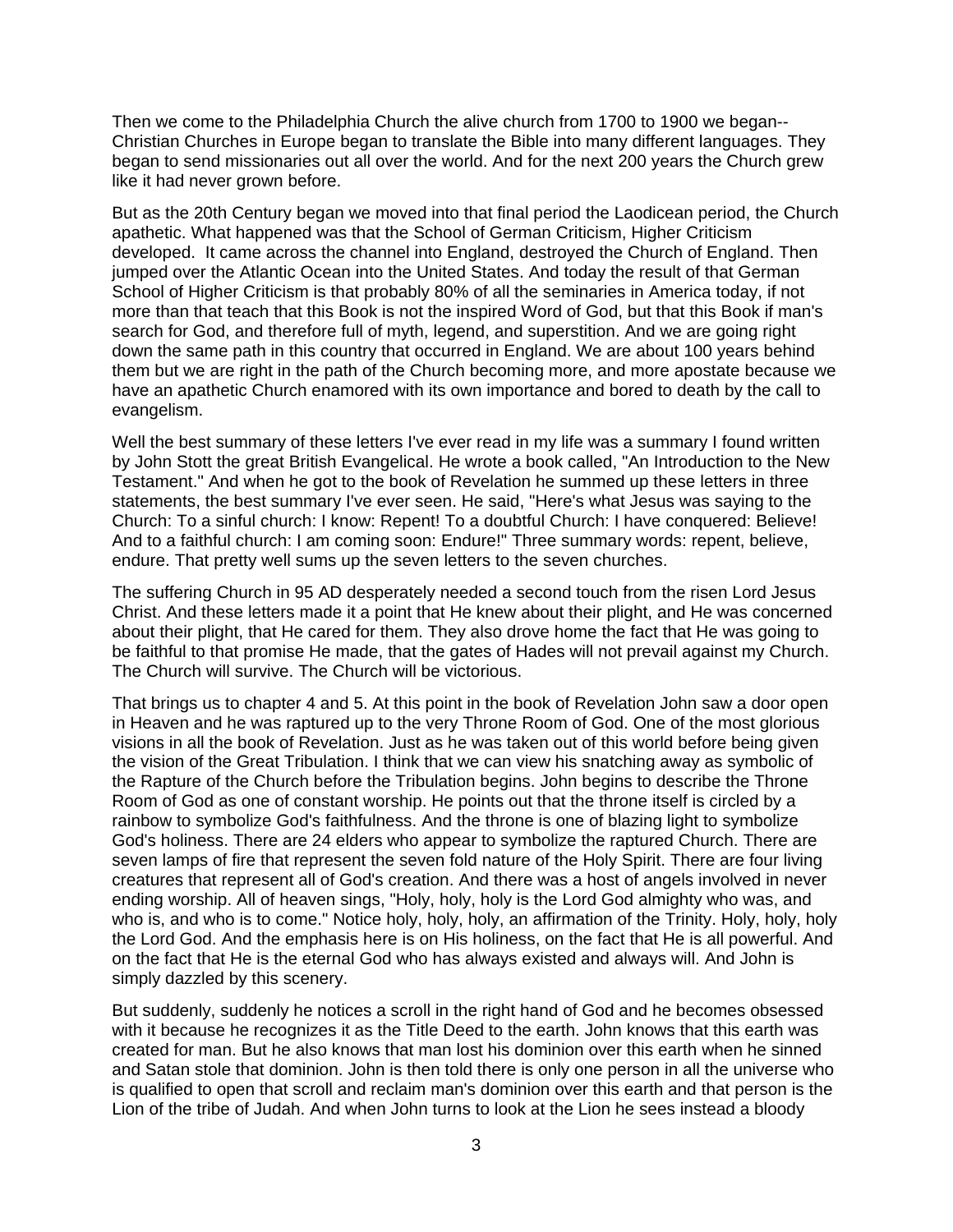Then we come to the Philadelphia Church the alive church from 1700 to 1900 we began-- Christian Churches in Europe began to translate the Bible into many different languages. They began to send missionaries out all over the world. And for the next 200 years the Church grew like it had never grown before.

But as the 20th Century began we moved into that final period the Laodicean period, the Church apathetic. What happened was that the School of German Criticism, Higher Criticism developed. It came across the channel into England, destroyed the Church of England. Then jumped over the Atlantic Ocean into the United States. And today the result of that German School of Higher Criticism is that probably 80% of all the seminaries in America today, if not more than that teach that this Book is not the inspired Word of God, but that this Book if man's search for God, and therefore full of myth, legend, and superstition. And we are going right down the same path in this country that occurred in England. We are about 100 years behind them but we are right in the path of the Church becoming more, and more apostate because we have an apathetic Church enamored with its own importance and bored to death by the call to evangelism.

Well the best summary of these letters I've ever read in my life was a summary I found written by John Stott the great British Evangelical. He wrote a book called, "An Introduction to the New Testament." And when he got to the book of Revelation he summed up these letters in three statements, the best summary I've ever seen. He said, "Here's what Jesus was saying to the Church: To a sinful church: I know: Repent! To a doubtful Church: I have conquered: Believe! And to a faithful church: I am coming soon: Endure!" Three summary words: repent, believe, endure. That pretty well sums up the seven letters to the seven churches.

The suffering Church in 95 AD desperately needed a second touch from the risen Lord Jesus Christ. And these letters made it a point that He knew about their plight, and He was concerned about their plight, that He cared for them. They also drove home the fact that He was going to be faithful to that promise He made, that the gates of Hades will not prevail against my Church. The Church will survive. The Church will be victorious.

That brings us to chapter 4 and 5. At this point in the book of Revelation John saw a door open in Heaven and he was raptured up to the very Throne Room of God. One of the most glorious visions in all the book of Revelation. Just as he was taken out of this world before being given the vision of the Great Tribulation. I think that we can view his snatching away as symbolic of the Rapture of the Church before the Tribulation begins. John begins to describe the Throne Room of God as one of constant worship. He points out that the throne itself is circled by a rainbow to symbolize God's faithfulness. And the throne is one of blazing light to symbolize God's holiness. There are 24 elders who appear to symbolize the raptured Church. There are seven lamps of fire that represent the seven fold nature of the Holy Spirit. There are four living creatures that represent all of God's creation. And there was a host of angels involved in never ending worship. All of heaven sings, "Holy, holy, holy is the Lord God almighty who was, and who is, and who is to come." Notice holy, holy, holy, an affirmation of the Trinity. Holy, holy, holy the Lord God. And the emphasis here is on His holiness, on the fact that He is all powerful. And on the fact that He is the eternal God who has always existed and always will. And John is simply dazzled by this scenery.

But suddenly, suddenly he notices a scroll in the right hand of God and he becomes obsessed with it because he recognizes it as the Title Deed to the earth. John knows that this earth was created for man. But he also knows that man lost his dominion over this earth when he sinned and Satan stole that dominion. John is then told there is only one person in all the universe who is qualified to open that scroll and reclaim man's dominion over this earth and that person is the Lion of the tribe of Judah. And when John turns to look at the Lion he sees instead a bloody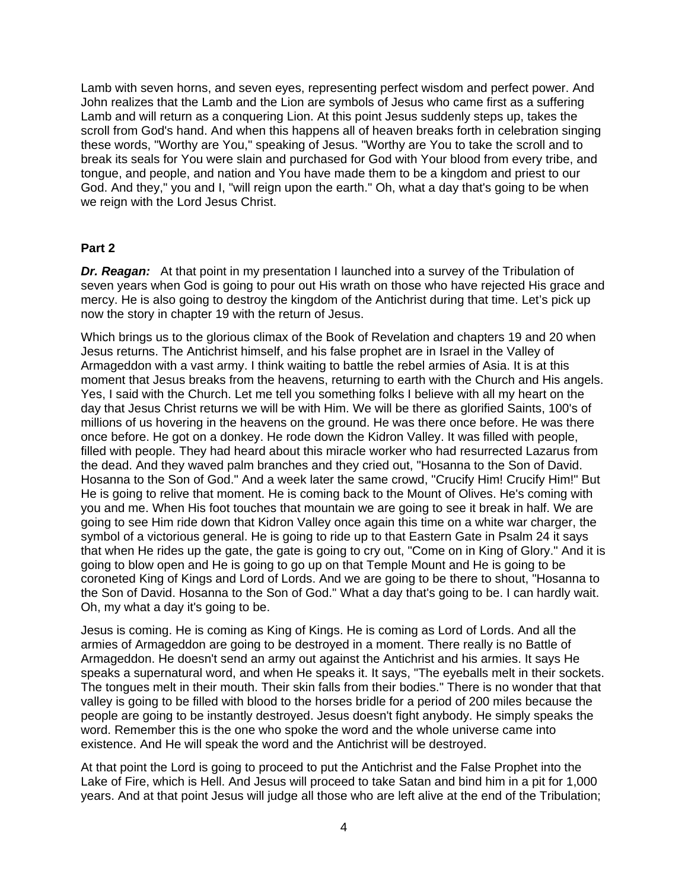Lamb with seven horns, and seven eyes, representing perfect wisdom and perfect power. And John realizes that the Lamb and the Lion are symbols of Jesus who came first as a suffering Lamb and will return as a conquering Lion. At this point Jesus suddenly steps up, takes the scroll from God's hand. And when this happens all of heaven breaks forth in celebration singing these words, "Worthy are You," speaking of Jesus. "Worthy are You to take the scroll and to break its seals for You were slain and purchased for God with Your blood from every tribe, and tongue, and people, and nation and You have made them to be a kingdom and priest to our God. And they," you and I, "will reign upon the earth." Oh, what a day that's going to be when we reign with the Lord Jesus Christ.

**Part 2**

***Dr. Reagan:*** At that point in my presentation I launched into a survey of the Tribulation of seven years when God is going to pour out His wrath on those who have rejected His grace and mercy. He is also going to destroy the kingdom of the Antichrist during that time. Let's pick up now the story in chapter 19 with the return of Jesus.

Which brings us to the glorious climax of the Book of Revelation and chapters 19 and 20 when Jesus returns. The Antichrist himself, and his false prophet are in Israel in the Valley of Armageddon with a vast army. I think waiting to battle the rebel armies of Asia. It is at this moment that Jesus breaks from the heavens, returning to earth with the Church and His angels. Yes, I said with the Church. Let me tell you something folks I believe with all my heart on the day that Jesus Christ returns we will be with Him. We will be there as glorified Saints, 100's of millions of us hovering in the heavens on the ground. He was there once before. He was there once before. He got on a donkey. He rode down the Kidron Valley. It was filled with people, filled with people. They had heard about this miracle worker who had resurrected Lazarus from the dead. And they waved palm branches and they cried out, "Hosanna to the Son of David. Hosanna to the Son of God." And a week later the same crowd, "Crucify Him! Crucify Him!" But He is going to relive that moment. He is coming back to the Mount of Olives. He's coming with you and me. When His foot touches that mountain we are going to see it break in half. We are going to see Him ride down that Kidron Valley once again this time on a white war charger, the symbol of a victorious general. He is going to ride up to that Eastern Gate in Psalm 24 it says that when He rides up the gate, the gate is going to cry out, "Come on in King of Glory." And it is going to blow open and He is going to go up on that Temple Mount and He is going to be coroneted King of Kings and Lord of Lords. And we are going to be there to shout, "Hosanna to the Son of David. Hosanna to the Son of God." What a day that's going to be. I can hardly wait. Oh, my what a day it's going to be.

Jesus is coming. He is coming as King of Kings. He is coming as Lord of Lords. And all the armies of Armageddon are going to be destroyed in a moment. There really is no Battle of Armageddon. He doesn't send an army out against the Antichrist and his armies. It says He speaks a supernatural word, and when He speaks it. It says, "The eyeballs melt in their sockets. The tongues melt in their mouth. Their skin falls from their bodies." There is no wonder that that valley is going to be filled with blood to the horses bridle for a period of 200 miles because the people are going to be instantly destroyed. Jesus doesn't fight anybody. He simply speaks the word. Remember this is the one who spoke the word and the whole universe came into existence. And He will speak the word and the Antichrist will be destroyed.

At that point the Lord is going to proceed to put the Antichrist and the False Prophet into the Lake of Fire, which is Hell. And Jesus will proceed to take Satan and bind him in a pit for 1,000 years. And at that point Jesus will judge all those who are left alive at the end of the Tribulation;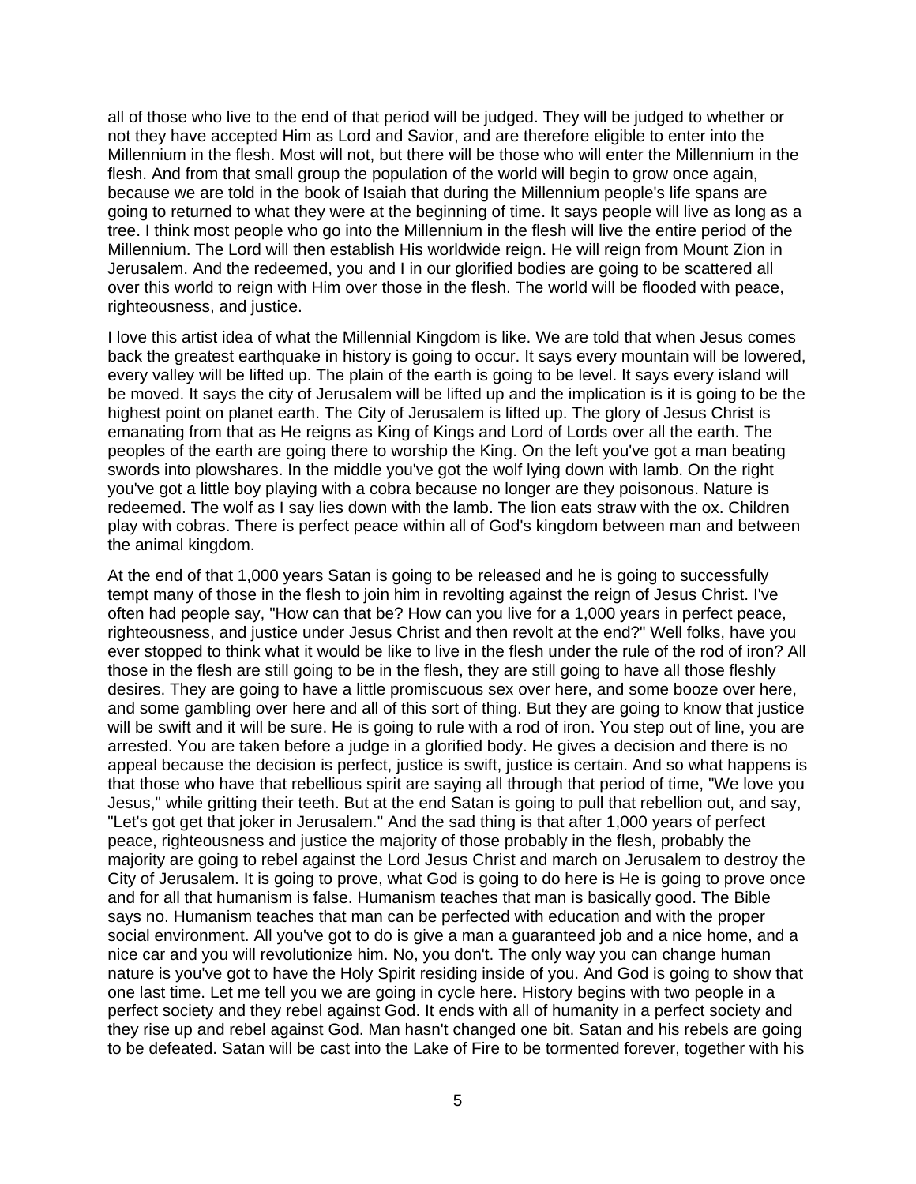all of those who live to the end of that period will be judged. They will be judged to whether or not they have accepted Him as Lord and Savior, and are therefore eligible to enter into the Millennium in the flesh. Most will not, but there will be those who will enter the Millennium in the flesh. And from that small group the population of the world will begin to grow once again, because we are told in the book of Isaiah that during the Millennium people's life spans are going to returned to what they were at the beginning of time. It says people will live as long as a tree. I think most people who go into the Millennium in the flesh will live the entire period of the Millennium. The Lord will then establish His worldwide reign. He will reign from Mount Zion in Jerusalem. And the redeemed, you and I in our glorified bodies are going to be scattered all over this world to reign with Him over those in the flesh. The world will be flooded with peace, righteousness, and justice.

I love this artist idea of what the Millennial Kingdom is like. We are told that when Jesus comes back the greatest earthquake in history is going to occur. It says every mountain will be lowered, every valley will be lifted up. The plain of the earth is going to be level. It says every island will be moved. It says the city of Jerusalem will be lifted up and the implication is it is going to be the highest point on planet earth. The City of Jerusalem is lifted up. The glory of Jesus Christ is emanating from that as He reigns as King of Kings and Lord of Lords over all the earth. The peoples of the earth are going there to worship the King. On the left you've got a man beating swords into plowshares. In the middle you've got the wolf lying down with lamb. On the right you've got a little boy playing with a cobra because no longer are they poisonous. Nature is redeemed. The wolf as I say lies down with the lamb. The lion eats straw with the ox. Children play with cobras. There is perfect peace within all of God's kingdom between man and between the animal kingdom.

At the end of that 1,000 years Satan is going to be released and he is going to successfully tempt many of those in the flesh to join him in revolting against the reign of Jesus Christ. I've often had people say, "How can that be? How can you live for a 1,000 years in perfect peace, righteousness, and justice under Jesus Christ and then revolt at the end?" Well folks, have you ever stopped to think what it would be like to live in the flesh under the rule of the rod of iron? All those in the flesh are still going to be in the flesh, they are still going to have all those fleshly desires. They are going to have a little promiscuous sex over here, and some booze over here, and some gambling over here and all of this sort of thing. But they are going to know that justice will be swift and it will be sure. He is going to rule with a rod of iron. You step out of line, you are arrested. You are taken before a judge in a glorified body. He gives a decision and there is no appeal because the decision is perfect, justice is swift, justice is certain. And so what happens is that those who have that rebellious spirit are saying all through that period of time, "We love you Jesus," while gritting their teeth. But at the end Satan is going to pull that rebellion out, and say, "Let's got get that joker in Jerusalem." And the sad thing is that after 1,000 years of perfect peace, righteousness and justice the majority of those probably in the flesh, probably the majority are going to rebel against the Lord Jesus Christ and march on Jerusalem to destroy the City of Jerusalem. It is going to prove, what God is going to do here is He is going to prove once and for all that humanism is false. Humanism teaches that man is basically good. The Bible says no. Humanism teaches that man can be perfected with education and with the proper social environment. All you've got to do is give a man a guaranteed job and a nice home, and a nice car and you will revolutionize him. No, you don't. The only way you can change human nature is you've got to have the Holy Spirit residing inside of you. And God is going to show that one last time. Let me tell you we are going in cycle here. History begins with two people in a perfect society and they rebel against God. It ends with all of humanity in a perfect society and they rise up and rebel against God. Man hasn't changed one bit. Satan and his rebels are going to be defeated. Satan will be cast into the Lake of Fire to be tormented forever, together with his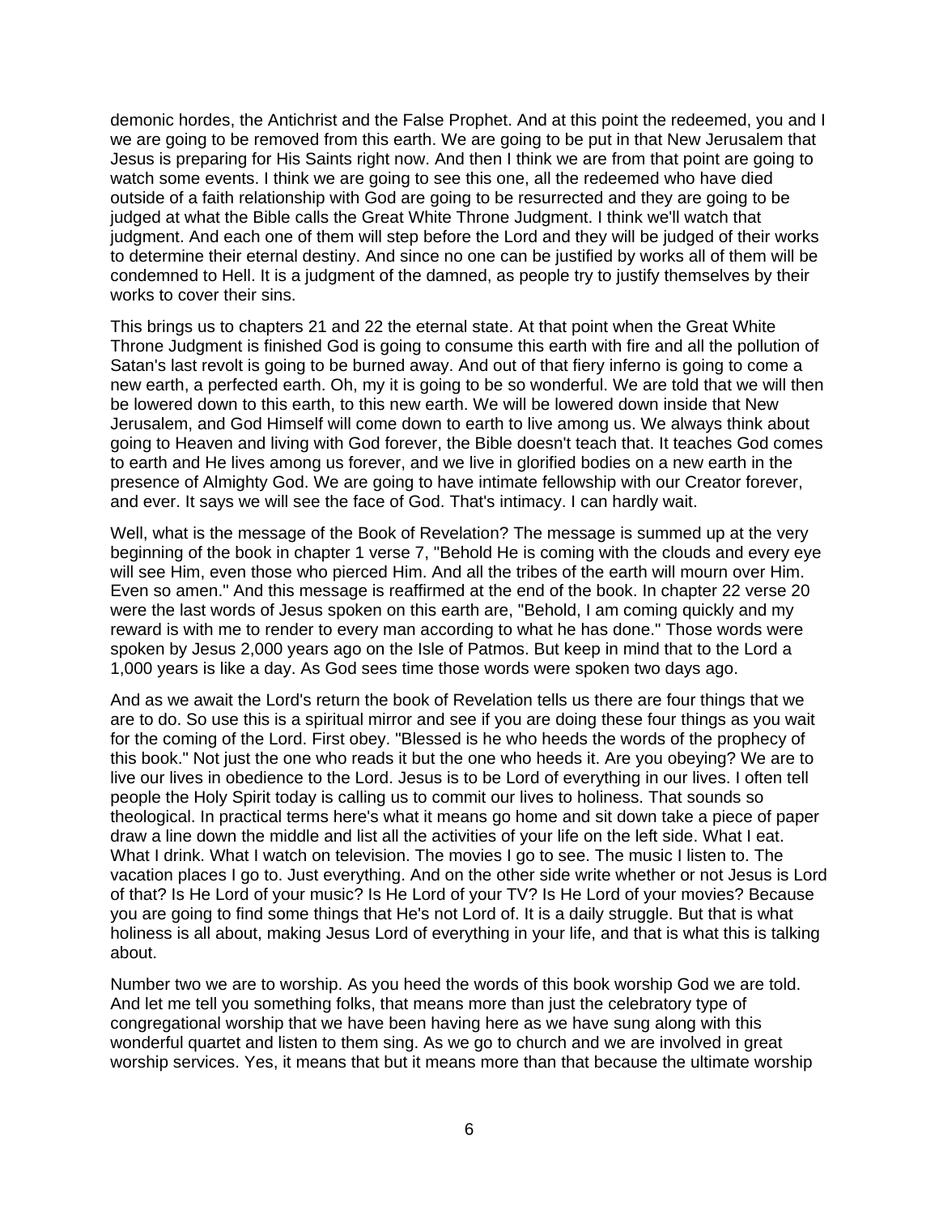demonic hordes, the Antichrist and the False Prophet. And at this point the redeemed, you and I we are going to be removed from this earth. We are going to be put in that New Jerusalem that Jesus is preparing for His Saints right now. And then I think we are from that point are going to watch some events. I think we are going to see this one, all the redeemed who have died outside of a faith relationship with God are going to be resurrected and they are going to be judged at what the Bible calls the Great White Throne Judgment. I think we'll watch that judgment. And each one of them will step before the Lord and they will be judged of their works to determine their eternal destiny. And since no one can be justified by works all of them will be condemned to Hell. It is a judgment of the damned, as people try to justify themselves by their works to cover their sins.

This brings us to chapters 21 and 22 the eternal state. At that point when the Great White Throne Judgment is finished God is going to consume this earth with fire and all the pollution of Satan's last revolt is going to be burned away. And out of that fiery inferno is going to come a new earth, a perfected earth. Oh, my it is going to be so wonderful. We are told that we will then be lowered down to this earth, to this new earth. We will be lowered down inside that New Jerusalem, and God Himself will come down to earth to live among us. We always think about going to Heaven and living with God forever, the Bible doesn't teach that. It teaches God comes to earth and He lives among us forever, and we live in glorified bodies on a new earth in the presence of Almighty God. We are going to have intimate fellowship with our Creator forever, and ever. It says we will see the face of God. That's intimacy. I can hardly wait.

Well, what is the message of the Book of Revelation? The message is summed up at the very beginning of the book in chapter 1 verse 7, "Behold He is coming with the clouds and every eye will see Him, even those who pierced Him. And all the tribes of the earth will mourn over Him. Even so amen." And this message is reaffirmed at the end of the book. In chapter 22 verse 20 were the last words of Jesus spoken on this earth are, "Behold, I am coming quickly and my reward is with me to render to every man according to what he has done." Those words were spoken by Jesus 2,000 years ago on the Isle of Patmos. But keep in mind that to the Lord a 1,000 years is like a day. As God sees time those words were spoken two days ago.

And as we await the Lord's return the book of Revelation tells us there are four things that we are to do. So use this is a spiritual mirror and see if you are doing these four things as you wait for the coming of the Lord. First obey. "Blessed is he who heeds the words of the prophecy of this book." Not just the one who reads it but the one who heeds it. Are you obeying? We are to live our lives in obedience to the Lord. Jesus is to be Lord of everything in our lives. I often tell people the Holy Spirit today is calling us to commit our lives to holiness. That sounds so theological. In practical terms here's what it means go home and sit down take a piece of paper draw a line down the middle and list all the activities of your life on the left side. What I eat. What I drink. What I watch on television. The movies I go to see. The music I listen to. The vacation places I go to. Just everything. And on the other side write whether or not Jesus is Lord of that? Is He Lord of your music? Is He Lord of your TV? Is He Lord of your movies? Because you are going to find some things that He's not Lord of. It is a daily struggle. But that is what holiness is all about, making Jesus Lord of everything in your life, and that is what this is talking about.

Number two we are to worship. As you heed the words of this book worship God we are told. And let me tell you something folks, that means more than just the celebratory type of congregational worship that we have been having here as we have sung along with this wonderful quartet and listen to them sing. As we go to church and we are involved in great worship services. Yes, it means that but it means more than that because the ultimate worship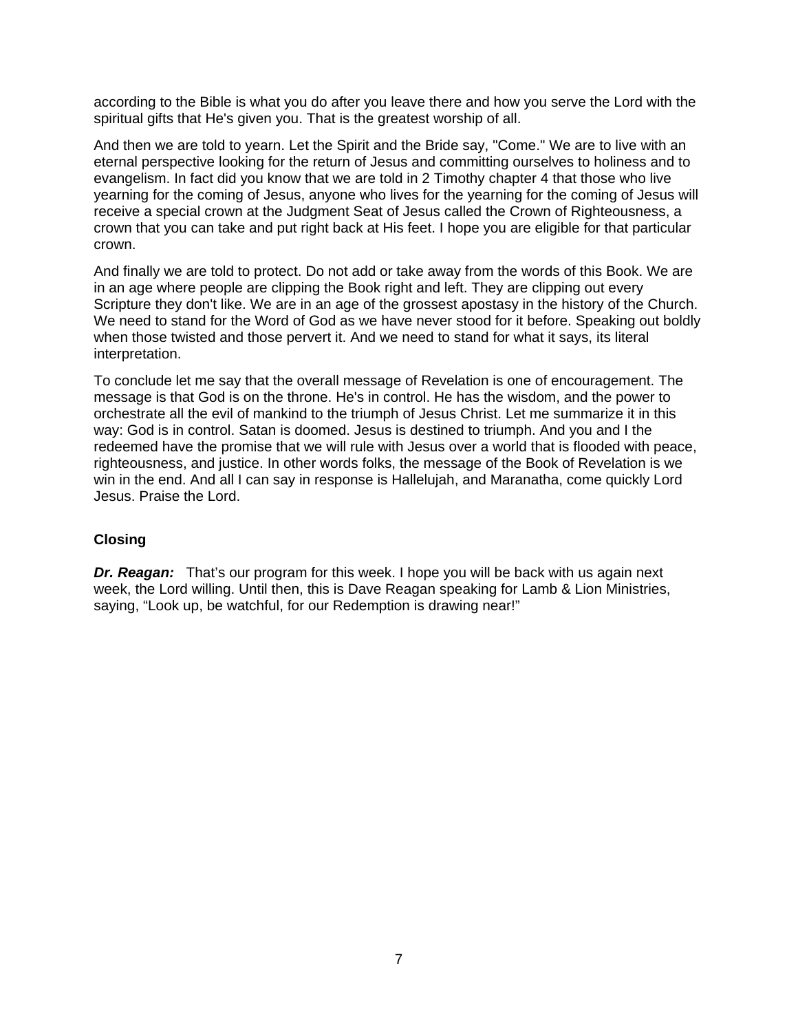according to the Bible is what you do after you leave there and how you serve the Lord with the spiritual gifts that He's given you. That is the greatest worship of all.

And then we are told to yearn. Let the Spirit and the Bride say, "Come." We are to live with an eternal perspective looking for the return of Jesus and committing ourselves to holiness and to evangelism. In fact did you know that we are told in 2 Timothy chapter 4 that those who live yearning for the coming of Jesus, anyone who lives for the yearning for the coming of Jesus will receive a special crown at the Judgment Seat of Jesus called the Crown of Righteousness, a crown that you can take and put right back at His feet. I hope you are eligible for that particular crown.

And finally we are told to protect. Do not add or take away from the words of this Book. We are in an age where people are clipping the Book right and left. They are clipping out every Scripture they don't like. We are in an age of the grossest apostasy in the history of the Church. We need to stand for the Word of God as we have never stood for it before. Speaking out boldly when those twisted and those pervert it. And we need to stand for what it says, its literal interpretation.

To conclude let me say that the overall message of Revelation is one of encouragement. The message is that God is on the throne. He's in control. He has the wisdom, and the power to orchestrate all the evil of mankind to the triumph of Jesus Christ. Let me summarize it in this way: God is in control. Satan is doomed. Jesus is destined to triumph. And you and I the redeemed have the promise that we will rule with Jesus over a world that is flooded with peace, righteousness, and justice. In other words folks, the message of the Book of Revelation is we win in the end. And all I can say in response is Hallelujah, and Maranatha, come quickly Lord Jesus. Praise the Lord.

### Closing

***Dr. Reagan:*** That's our program for this week. I hope you will be back with us again next week, the Lord willing. Until then, this is Dave Reagan speaking for Lamb & Lion Ministries, saying, "Look up, be watchful, for our Redemption is drawing near!"